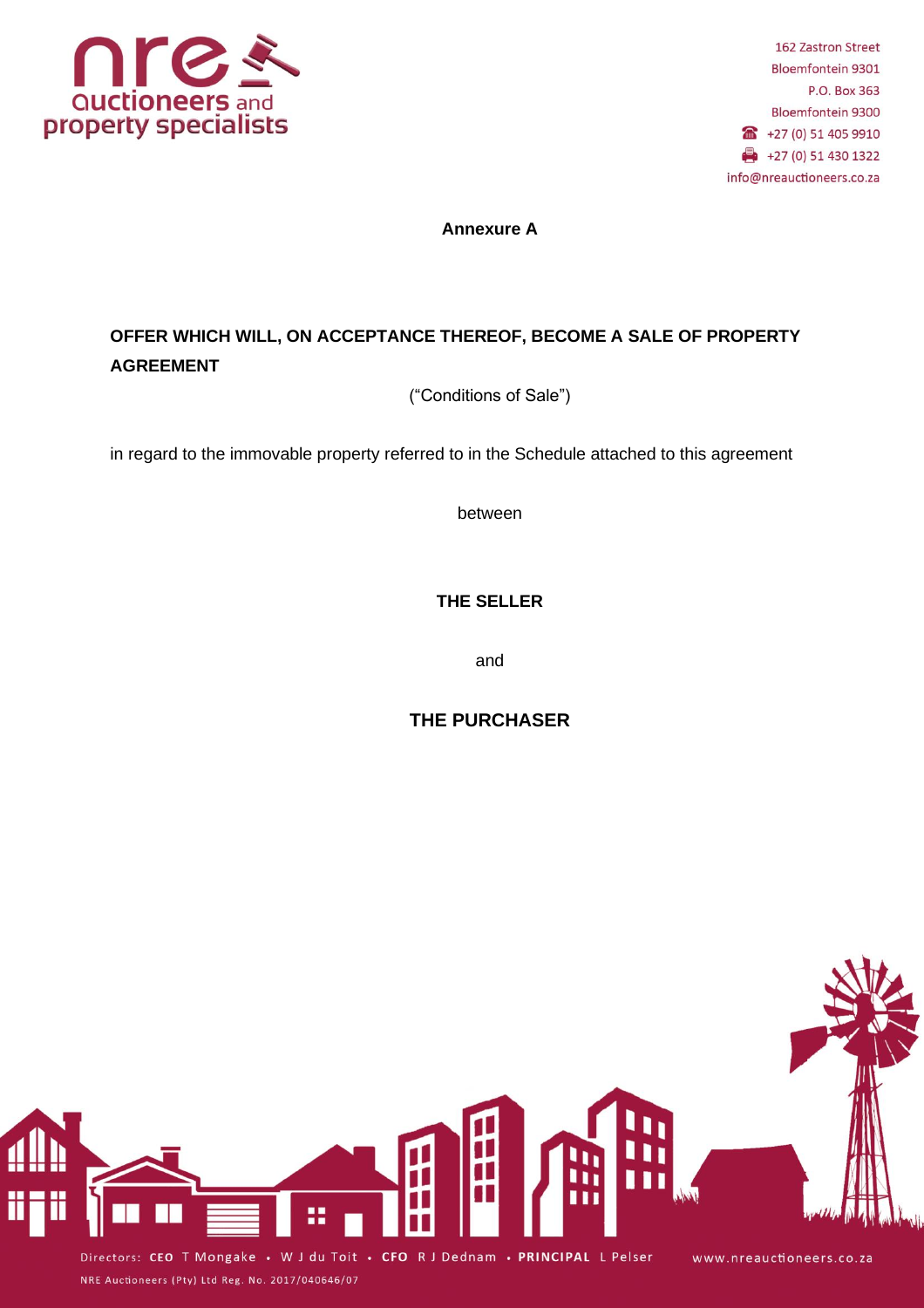**Annexure A**

**OFFER WHICH WILL, ON ACCEPTANCE THEREOF, BECOME A SALE OF PROPERTY AGREEMENT**

("Conditions of Sale")

in regard to the immovable property referred to in the Schedule attached to this agreement

between

**THE SELLER**

and

**THE PURCHASER**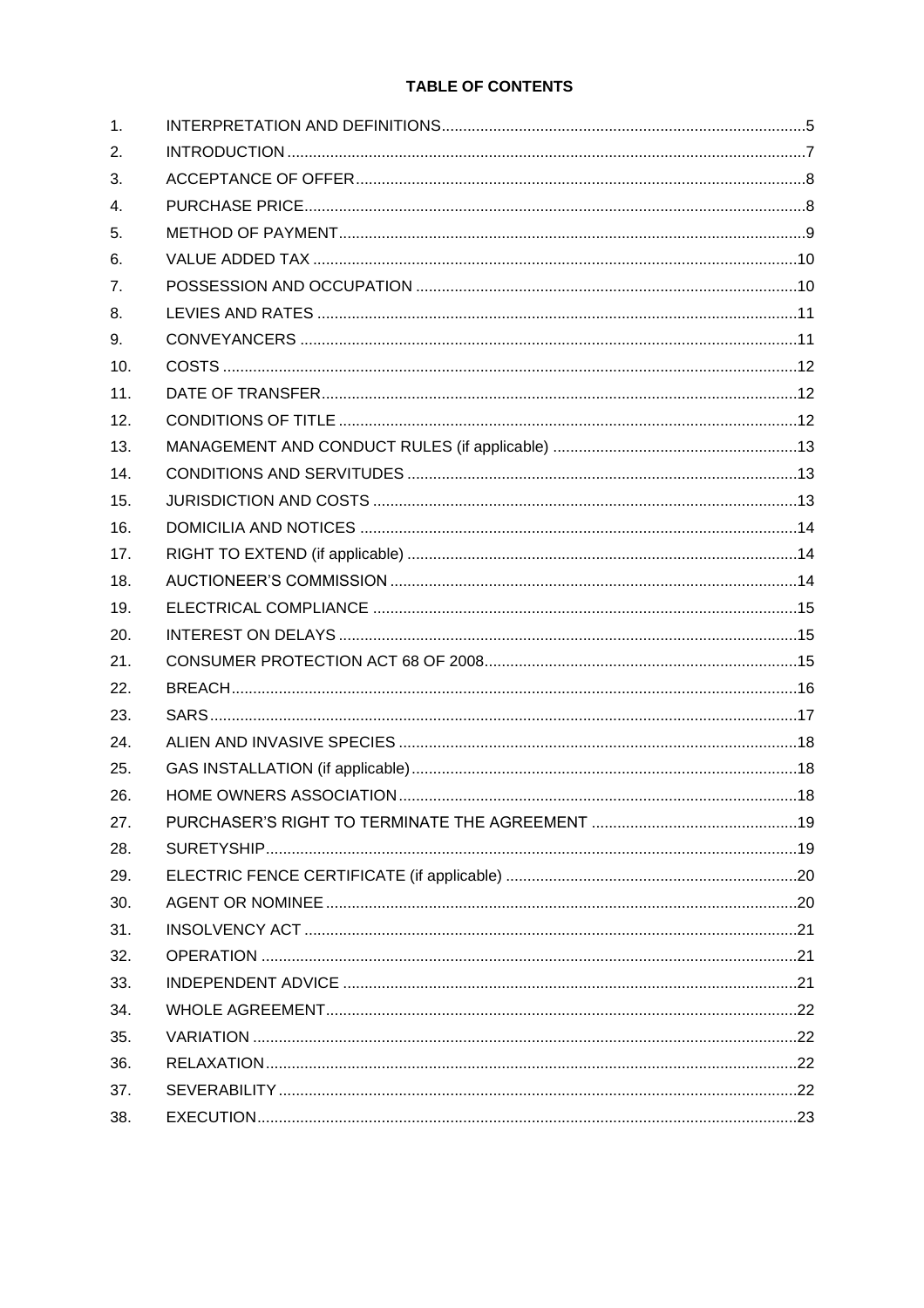**TABLE OF CONTENTS**

| | | |
|---|---|---|
| 1. | INTERPRETATION AND DEFINITIONS | 5 |
| 2. | INTRODUCTION | 7 |
| 3. | ACCEPTANCE OF OFFER | 8 |
| 4. | PURCHASE PRICE | 8 |
| 5. | METHOD OF PAYMENT | 9 |
| 6. | VALUE ADDED TAX | 10 |
| 7. | POSSESSION AND OCCUPATION | 10 |
| 8. | LEVIES AND RATES | 11 |
| 9. | CONVEYANCERS | 11 |
| 10. | COSTS | 12 |
| 11. | DATE OF TRANSFER | 12 |
| 12. | CONDITIONS OF TITLE | 12 |
| 13. | MANAGEMENT AND CONDUCT RULES (if applicable) | 13 |
| 14. | CONDITIONS AND SERVITUDES | 13 |
| 15. | JURISDICTION AND COSTS | 13 |
| 16. | DOMICILIA AND NOTICES | 14 |
| 17. | RIGHT TO EXTEND (if applicable) | 14 |
| 18. | AUCTIONEER'S COMMISSION | 14 |
| 19. | ELECTRICAL COMPLIANCE | 15 |
| 20. | INTEREST ON DELAYS | 15 |
| 21. | CONSUMER PROTECTION ACT 68 OF 2008 | 15 |
| 22. | BREACH | 16 |
| 23. | SARS | 17 |
| 24. | ALIEN AND INVASIVE SPECIES | 18 |
| 25. | GAS INSTALLATION (if applicable) | 18 |
| 26. | HOME OWNERS ASSOCIATION | 18 |
| 27. | PURCHASER'S RIGHT TO TERMINATE THE AGREEMENT | 19 |
| 28. | SURETYSHIP | 19 |
| 29. | ELECTRIC FENCE CERTIFICATE (if applicable) | 20 |
| 30. | AGENT OR NOMINEE | 20 |
| 31. | INSOLVENCY ACT | 21 |
| 32. | OPERATION | 21 |
| 33. | INDEPENDENT ADVICE | 21 |
| 34. | WHOLE AGREEMENT | 22 |
| 35. | VARIATION | 22 |
| 36. | RELAXATION | 22 |
| 37. | SEVERABILITY | 22 |
| 38. | EXECUTION | 23 |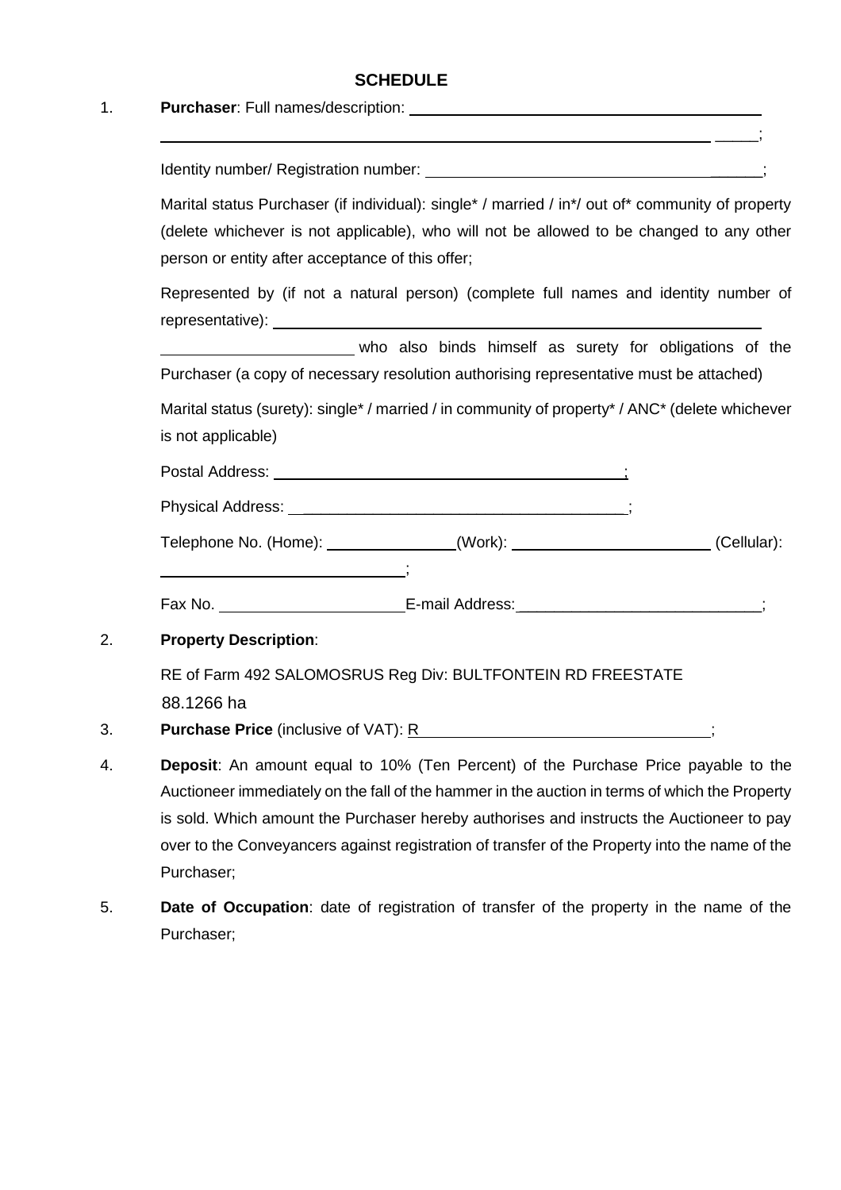# SCHEDULE

1. **Purchaser**: Full names/description: ______________________________________________

   ______________________________________________________________________________;

   Identity number/ Registration number: ________________________________________;

   Marital status Purchaser (if individual): single* / married / in*/ out of* community of property (delete whichever is not applicable), who will not be allowed to be changed to any other person or entity after acceptance of this offer;

   Represented by (if not a natural person) (complete full names and identity number of representative): ________________________________________________________________

   ________________________ who also binds himself as surety for obligations of the Purchaser (a copy of necessary resolution authorising representative must be attached)

   Marital status (surety): single* / married / in community of property* / ANC* (delete whichever is not applicable)

   Postal Address: ________________________________________________;

   Physical Address: ______________________________________________;

   Telephone No. (Home): ________________(Work): __________________________ (Cellular): ______________________________;

   Fax No. ______________________E-mail Address:____________________________;

2. **Property Description**:

   RE of Farm 492 SALOMOSRUS Reg Div: BULTFONTEIN RD FREESTATE

   88.1266 ha

3. **Purchase Price** (inclusive of VAT): R__________________________________;

4. **Deposit**: An amount equal to 10% (Ten Percent) of the Purchase Price payable to the Auctioneer immediately on the fall of the hammer in the auction in terms of which the Property is sold. Which amount the Purchaser hereby authorises and instructs the Auctioneer to pay over to the Conveyancers against registration of transfer of the Property into the name of the Purchaser;

5. **Date of Occupation**: date of registration of transfer of the property in the name of the Purchaser;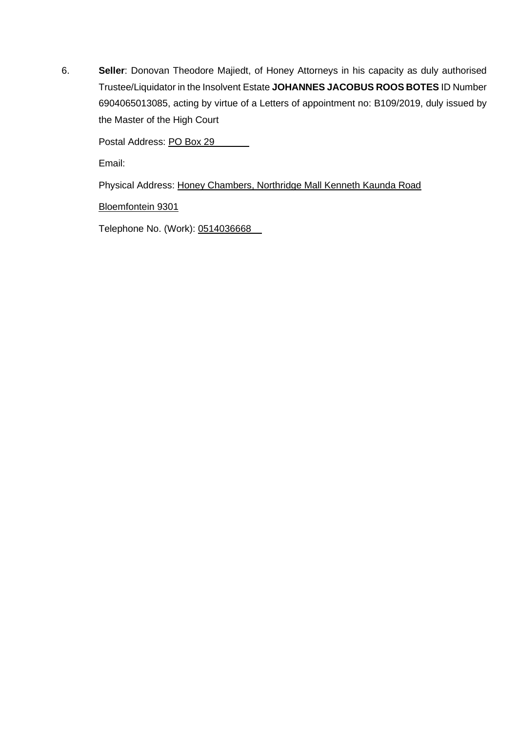6. **Seller**: Donovan Theodore Majiedt, of Honey Attorneys in his capacity as duly authorised Trustee/Liquidator in the Insolvent Estate **JOHANNES JACOBUS ROOS BOTES** ID Number 6904065013085, acting by virtue of a Letters of appointment no: B109/2019, duly issued by the Master of the High Court

   Postal Address: PO Box 29

   Email:

   Physical Address: Honey Chambers, Northridge Mall Kenneth Kaunda Road

   Bloemfontein 9301

   Telephone No. (Work): 0514036668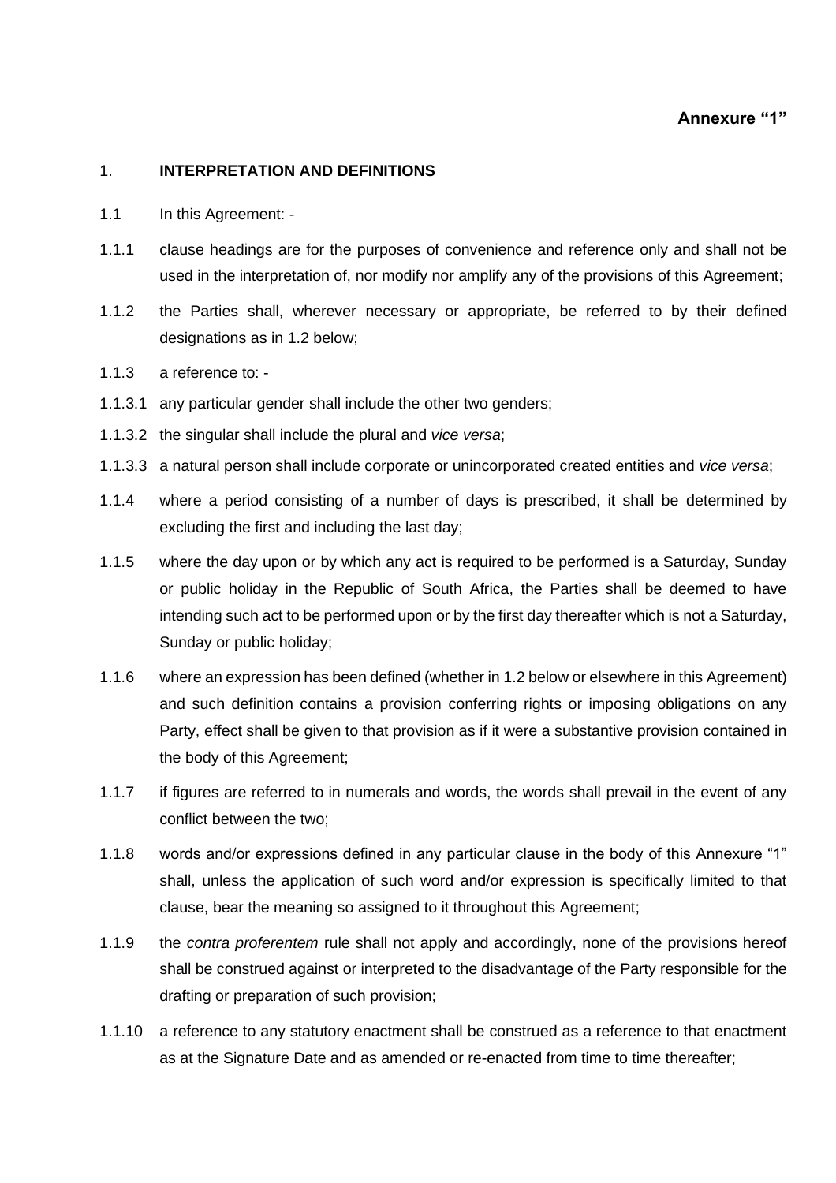**Annexure "1"**

## 1. INTERPRETATION AND DEFINITIONS

1.1 In this Agreement: -

1.1.1 clause headings are for the purposes of convenience and reference only and shall not be used in the interpretation of, nor modify nor amplify any of the provisions of this Agreement;

1.1.2 the Parties shall, wherever necessary or appropriate, be referred to by their defined designations as in 1.2 below;

1.1.3 a reference to: -

1.1.3.1 any particular gender shall include the other two genders;

1.1.3.2 the singular shall include the plural and *vice versa*;

1.1.3.3 a natural person shall include corporate or unincorporated created entities and *vice versa*;

1.1.4 where a period consisting of a number of days is prescribed, it shall be determined by excluding the first and including the last day;

1.1.5 where the day upon or by which any act is required to be performed is a Saturday, Sunday or public holiday in the Republic of South Africa, the Parties shall be deemed to have intending such act to be performed upon or by the first day thereafter which is not a Saturday, Sunday or public holiday;

1.1.6 where an expression has been defined (whether in 1.2 below or elsewhere in this Agreement) and such definition contains a provision conferring rights or imposing obligations on any Party, effect shall be given to that provision as if it were a substantive provision contained in the body of this Agreement;

1.1.7 if figures are referred to in numerals and words, the words shall prevail in the event of any conflict between the two;

1.1.8 words and/or expressions defined in any particular clause in the body of this Annexure "1" shall, unless the application of such word and/or expression is specifically limited to that clause, bear the meaning so assigned to it throughout this Agreement;

1.1.9 the *contra proferentem* rule shall not apply and accordingly, none of the provisions hereof shall be construed against or interpreted to the disadvantage of the Party responsible for the drafting or preparation of such provision;

1.1.10 a reference to any statutory enactment shall be construed as a reference to that enactment as at the Signature Date and as amended or re-enacted from time to time thereafter;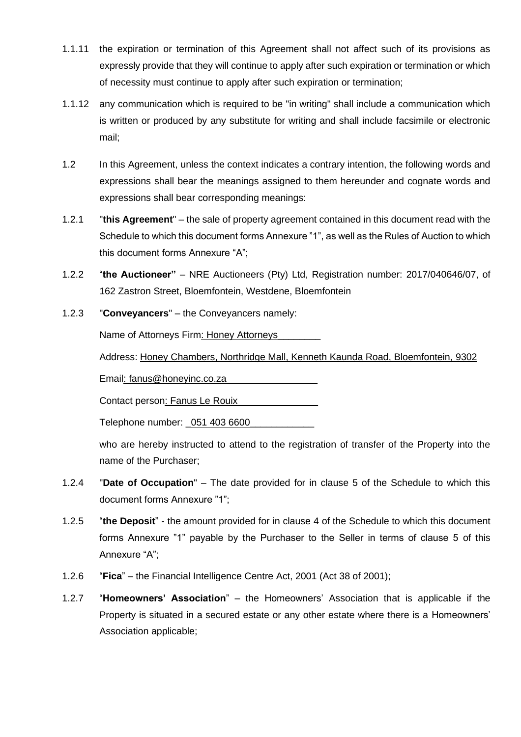1.1.11 the expiration or termination of this Agreement shall not affect such of its provisions as expressly provide that they will continue to apply after such expiration or termination or which of necessity must continue to apply after such expiration or termination;

1.1.12 any communication which is required to be "in writing" shall include a communication which is written or produced by any substitute for writing and shall include facsimile or electronic mail;

1.2 In this Agreement, unless the context indicates a contrary intention, the following words and expressions shall bear the meanings assigned to them hereunder and cognate words and expressions shall bear corresponding meanings:

1.2.1 "**this Agreement**" – the sale of property agreement contained in this document read with the Schedule to which this document forms Annexure "1", as well as the Rules of Auction to which this document forms Annexure "A";

1.2.2 "**the Auctioneer"** – NRE Auctioneers (Pty) Ltd, Registration number: 2017/040646/07, of 162 Zastron Street, Bloemfontein, Westdene, Bloemfontein

1.2.3 "**Conveyancers**" – the Conveyancers namely:

Name of Attorneys Firm: Honey Attorneys________

Address: Honey Chambers, Northridge Mall, Kenneth Kaunda Road, Bloemfontein, 9302

Email: fanus@honeyinc.co.za_________________

Contact person: Fanus Le Rouix_______________

Telephone number: _051 403 6600____________

who are hereby instructed to attend to the registration of transfer of the Property into the name of the Purchaser;

1.2.4 "**Date of Occupation**" – The date provided for in clause 5 of the Schedule to which this document forms Annexure "1";

1.2.5 "**the Deposit**" - the amount provided for in clause 4 of the Schedule to which this document forms Annexure "1" payable by the Purchaser to the Seller in terms of clause 5 of this Annexure "A";

1.2.6 "**Fica**" – the Financial Intelligence Centre Act, 2001 (Act 38 of 2001);

1.2.7 "**Homeowners' Association**" – the Homeowners' Association that is applicable if the Property is situated in a secured estate or any other estate where there is a Homeowners' Association applicable;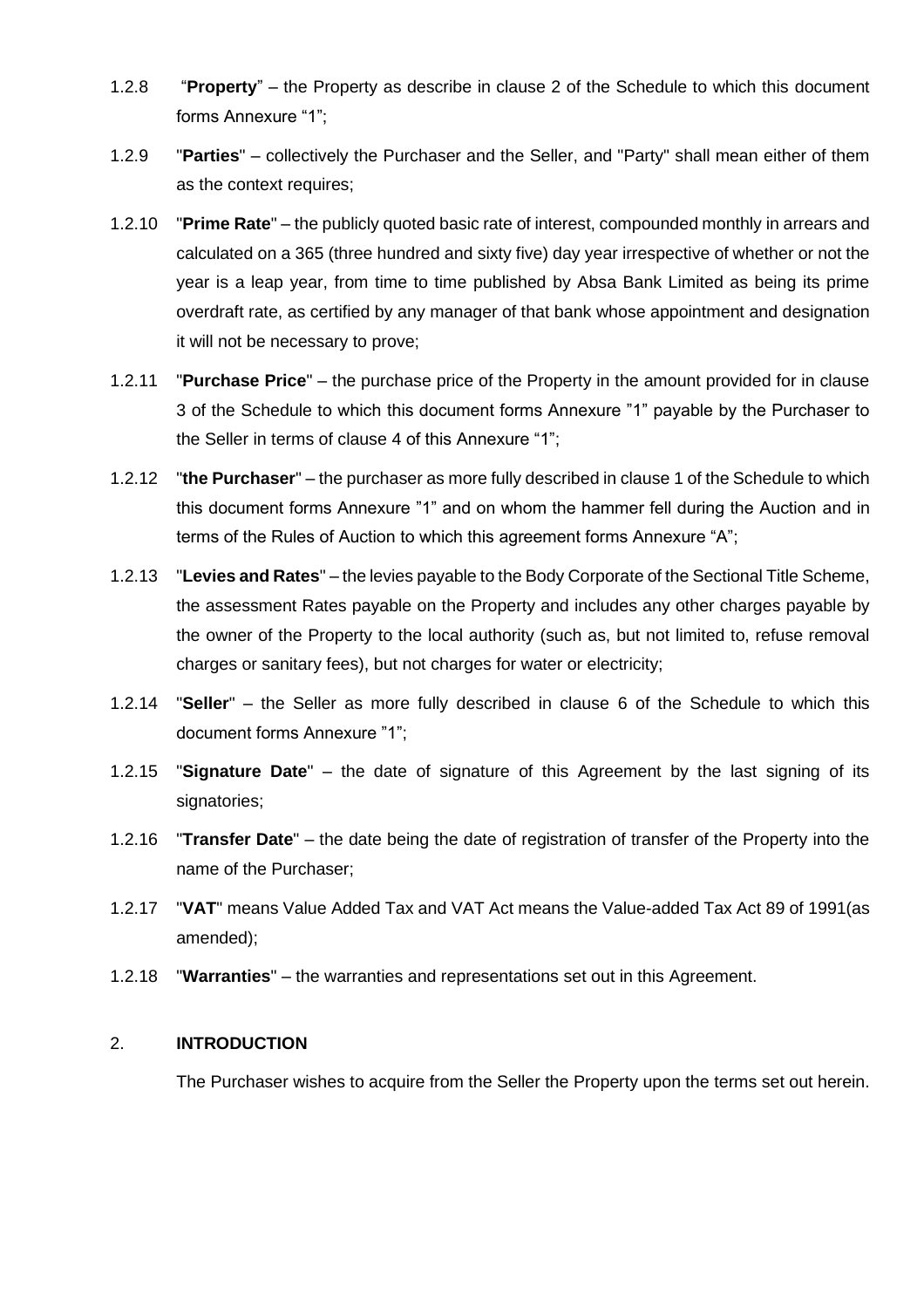1.2.8 "**Property**" – the Property as describe in clause 2 of the Schedule to which this document forms Annexure "1";

1.2.9 "**Parties**" – collectively the Purchaser and the Seller, and "Party" shall mean either of them as the context requires;

1.2.10 "**Prime Rate**" – the publicly quoted basic rate of interest, compounded monthly in arrears and calculated on a 365 (three hundred and sixty five) day year irrespective of whether or not the year is a leap year, from time to time published by Absa Bank Limited as being its prime overdraft rate, as certified by any manager of that bank whose appointment and designation it will not be necessary to prove;

1.2.11 "**Purchase Price**" – the purchase price of the Property in the amount provided for in clause 3 of the Schedule to which this document forms Annexure "1" payable by the Purchaser to the Seller in terms of clause 4 of this Annexure "1";

1.2.12 "**the Purchaser**" – the purchaser as more fully described in clause 1 of the Schedule to which this document forms Annexure "1" and on whom the hammer fell during the Auction and in terms of the Rules of Auction to which this agreement forms Annexure "A";

1.2.13 "**Levies and Rates**" – the levies payable to the Body Corporate of the Sectional Title Scheme, the assessment Rates payable on the Property and includes any other charges payable by the owner of the Property to the local authority (such as, but not limited to, refuse removal charges or sanitary fees), but not charges for water or electricity;

1.2.14 "**Seller**" – the Seller as more fully described in clause 6 of the Schedule to which this document forms Annexure "1";

1.2.15 "**Signature Date**" – the date of signature of this Agreement by the last signing of its signatories;

1.2.16 "**Transfer Date**" – the date being the date of registration of transfer of the Property into the name of the Purchaser;

1.2.17 "**VAT**" means Value Added Tax and VAT Act means the Value-added Tax Act 89 of 1991(as amended);

1.2.18 "**Warranties**" – the warranties and representations set out in this Agreement.

## 2. INTRODUCTION

The Purchaser wishes to acquire from the Seller the Property upon the terms set out herein.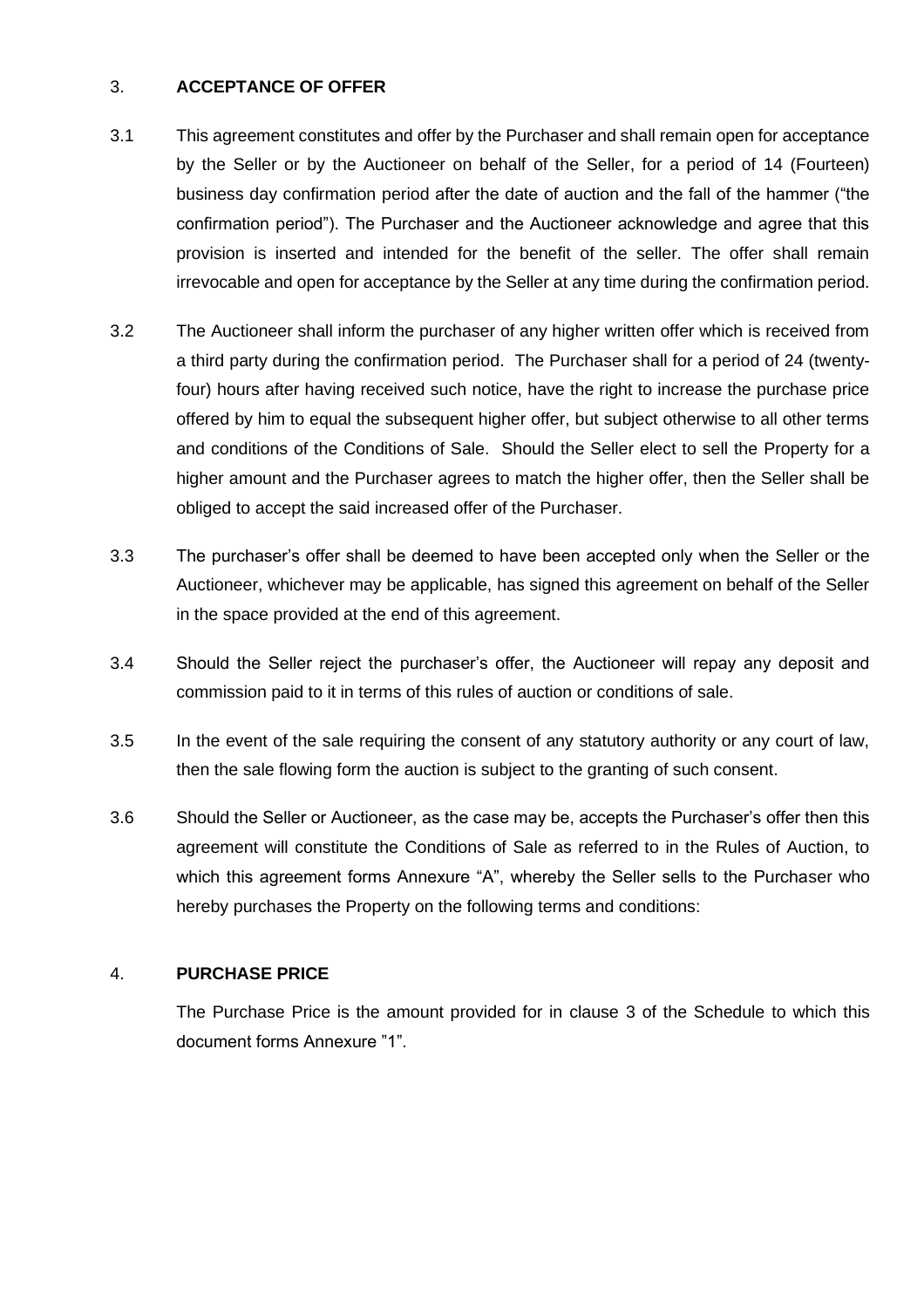## 3. **ACCEPTANCE OF OFFER**

3.1 This agreement constitutes and offer by the Purchaser and shall remain open for acceptance by the Seller or by the Auctioneer on behalf of the Seller, for a period of 14 (Fourteen) business day confirmation period after the date of auction and the fall of the hammer ("the confirmation period"). The Purchaser and the Auctioneer acknowledge and agree that this provision is inserted and intended for the benefit of the seller. The offer shall remain irrevocable and open for acceptance by the Seller at any time during the confirmation period.

3.2 The Auctioneer shall inform the purchaser of any higher written offer which is received from a third party during the confirmation period. The Purchaser shall for a period of 24 (twenty-four) hours after having received such notice, have the right to increase the purchase price offered by him to equal the subsequent higher offer, but subject otherwise to all other terms and conditions of the Conditions of Sale. Should the Seller elect to sell the Property for a higher amount and the Purchaser agrees to match the higher offer, then the Seller shall be obliged to accept the said increased offer of the Purchaser.

3.3 The purchaser's offer shall be deemed to have been accepted only when the Seller or the Auctioneer, whichever may be applicable, has signed this agreement on behalf of the Seller in the space provided at the end of this agreement.

3.4 Should the Seller reject the purchaser's offer, the Auctioneer will repay any deposit and commission paid to it in terms of this rules of auction or conditions of sale.

3.5 In the event of the sale requiring the consent of any statutory authority or any court of law, then the sale flowing form the auction is subject to the granting of such consent.

3.6 Should the Seller or Auctioneer, as the case may be, accepts the Purchaser's offer then this agreement will constitute the Conditions of Sale as referred to in the Rules of Auction, to which this agreement forms Annexure "A", whereby the Seller sells to the Purchaser who hereby purchases the Property on the following terms and conditions:

## 4. **PURCHASE PRICE**

The Purchase Price is the amount provided for in clause 3 of the Schedule to which this document forms Annexure "1".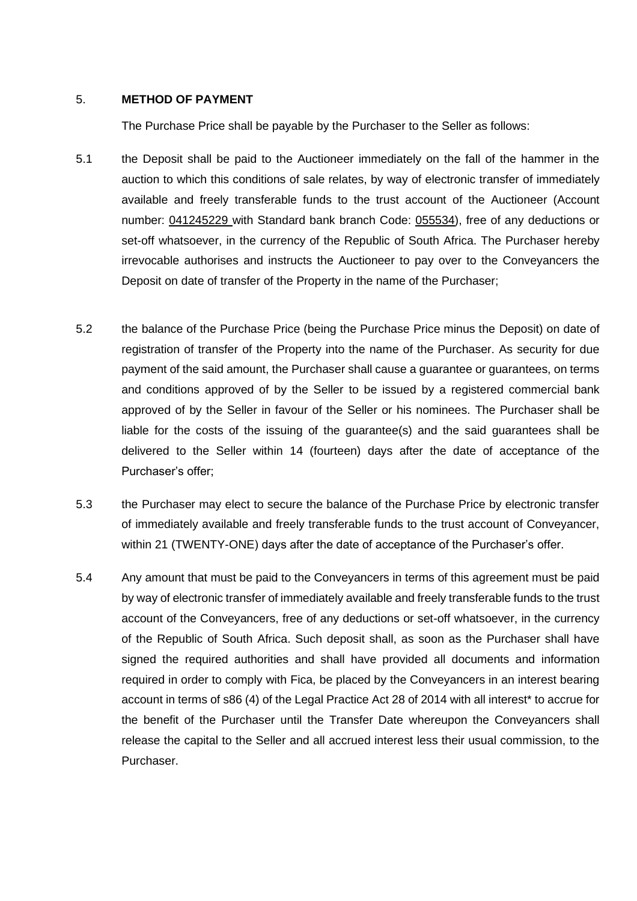5. **METHOD OF PAYMENT**

The Purchase Price shall be payable by the Purchaser to the Seller as follows:

5.1 the Deposit shall be paid to the Auctioneer immediately on the fall of the hammer in the auction to which this conditions of sale relates, by way of electronic transfer of immediately available and freely transferable funds to the trust account of the Auctioneer (Account number: 041245229 with Standard bank branch Code: 055534), free of any deductions or set-off whatsoever, in the currency of the Republic of South Africa. The Purchaser hereby irrevocable authorises and instructs the Auctioneer to pay over to the Conveyancers the Deposit on date of transfer of the Property in the name of the Purchaser;

5.2 the balance of the Purchase Price (being the Purchase Price minus the Deposit) on date of registration of transfer of the Property into the name of the Purchaser. As security for due payment of the said amount, the Purchaser shall cause a guarantee or guarantees, on terms and conditions approved of by the Seller to be issued by a registered commercial bank approved of by the Seller in favour of the Seller or his nominees. The Purchaser shall be liable for the costs of the issuing of the guarantee(s) and the said guarantees shall be delivered to the Seller within 14 (fourteen) days after the date of acceptance of the Purchaser's offer;

5.3 the Purchaser may elect to secure the balance of the Purchase Price by electronic transfer of immediately available and freely transferable funds to the trust account of Conveyancer, within 21 (TWENTY-ONE) days after the date of acceptance of the Purchaser's offer.

5.4 Any amount that must be paid to the Conveyancers in terms of this agreement must be paid by way of electronic transfer of immediately available and freely transferable funds to the trust account of the Conveyancers, free of any deductions or set-off whatsoever, in the currency of the Republic of South Africa. Such deposit shall, as soon as the Purchaser shall have signed the required authorities and shall have provided all documents and information required in order to comply with Fica, be placed by the Conveyancers in an interest bearing account in terms of s86 (4) of the Legal Practice Act 28 of 2014 with all interest* to accrue for the benefit of the Purchaser until the Transfer Date whereupon the Conveyancers shall release the capital to the Seller and all accrued interest less their usual commission, to the Purchaser.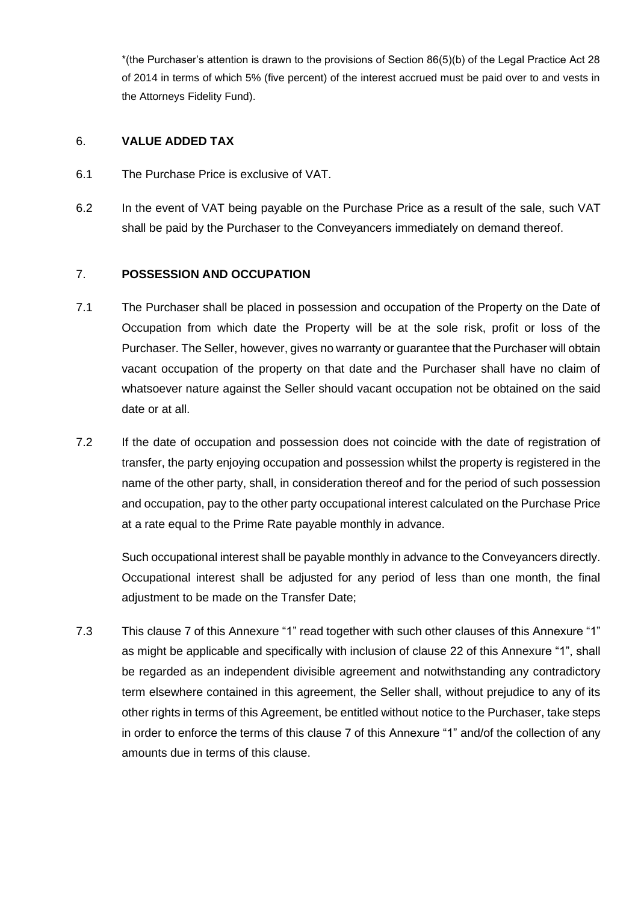*(the Purchaser's attention is drawn to the provisions of Section 86(5)(b) of the Legal Practice Act 28 of 2014 in terms of which 5% (five percent) of the interest accrued must be paid over to and vests in the Attorneys Fidelity Fund).

6. **VALUE ADDED TAX**

6.1 The Purchase Price is exclusive of VAT.

6.2 In the event of VAT being payable on the Purchase Price as a result of the sale, such VAT shall be paid by the Purchaser to the Conveyancers immediately on demand thereof.

7. **POSSESSION AND OCCUPATION**

7.1 The Purchaser shall be placed in possession and occupation of the Property on the Date of Occupation from which date the Property will be at the sole risk, profit or loss of the Purchaser. The Seller, however, gives no warranty or guarantee that the Purchaser will obtain vacant occupation of the property on that date and the Purchaser shall have no claim of whatsoever nature against the Seller should vacant occupation not be obtained on the said date or at all.

7.2 If the date of occupation and possession does not coincide with the date of registration of transfer, the party enjoying occupation and possession whilst the property is registered in the name of the other party, shall, in consideration thereof and for the period of such possession and occupation, pay to the other party occupational interest calculated on the Purchase Price at a rate equal to the Prime Rate payable monthly in advance.

Such occupational interest shall be payable monthly in advance to the Conveyancers directly. Occupational interest shall be adjusted for any period of less than one month, the final adjustment to be made on the Transfer Date;

7.3 This clause 7 of this Annexure "1" read together with such other clauses of this Annexure "1" as might be applicable and specifically with inclusion of clause 22 of this Annexure "1", shall be regarded as an independent divisible agreement and notwithstanding any contradictory term elsewhere contained in this agreement, the Seller shall, without prejudice to any of its other rights in terms of this Agreement, be entitled without notice to the Purchaser, take steps in order to enforce the terms of this clause 7 of this Annexure "1" and/of the collection of any amounts due in terms of this clause.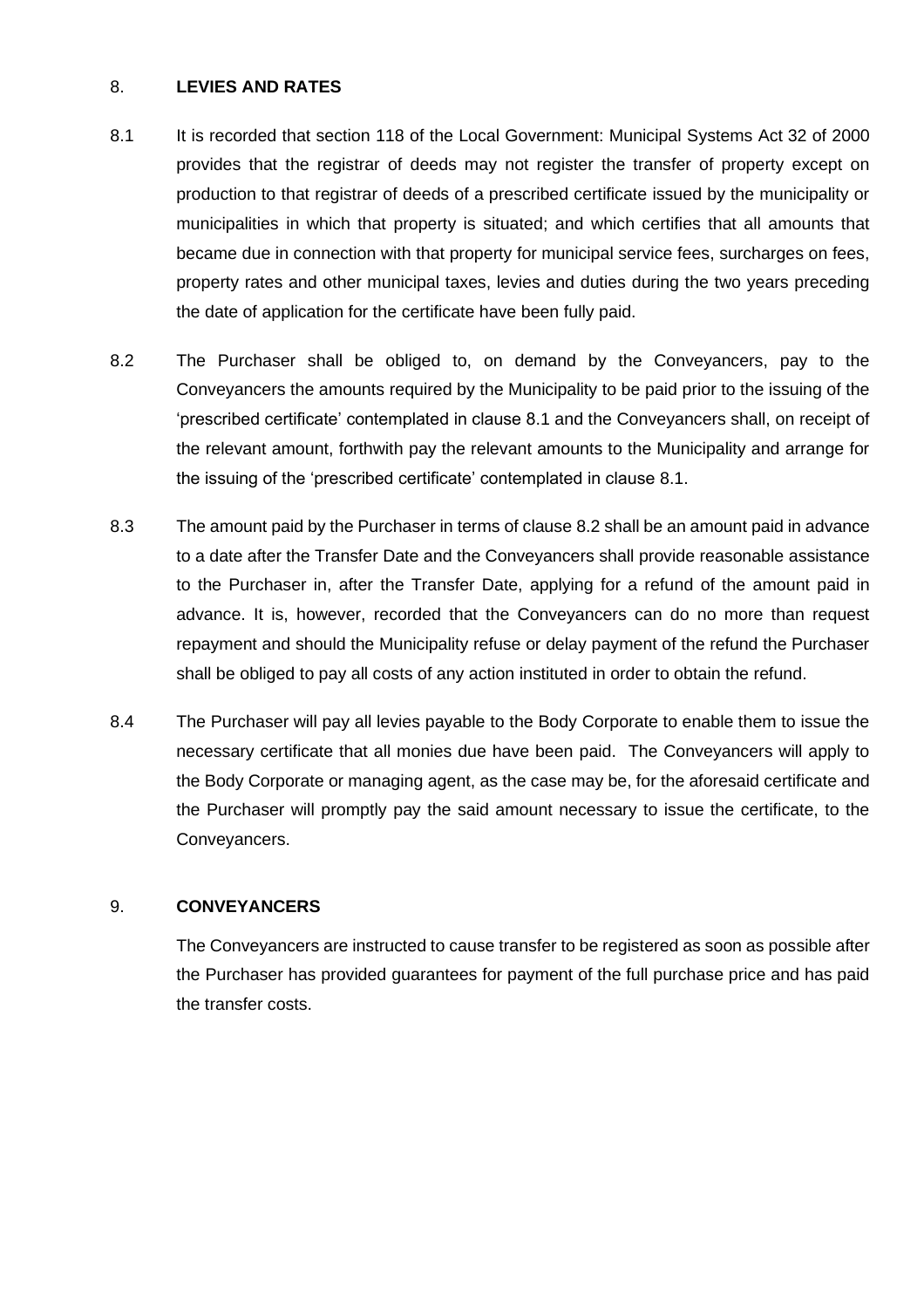## 8. **LEVIES AND RATES**

8.1 It is recorded that section 118 of the Local Government: Municipal Systems Act 32 of 2000 provides that the registrar of deeds may not register the transfer of property except on production to that registrar of deeds of a prescribed certificate issued by the municipality or municipalities in which that property is situated; and which certifies that all amounts that became due in connection with that property for municipal service fees, surcharges on fees, property rates and other municipal taxes, levies and duties during the two years preceding the date of application for the certificate have been fully paid.

8.2 The Purchaser shall be obliged to, on demand by the Conveyancers, pay to the Conveyancers the amounts required by the Municipality to be paid prior to the issuing of the 'prescribed certificate' contemplated in clause 8.1 and the Conveyancers shall, on receipt of the relevant amount, forthwith pay the relevant amounts to the Municipality and arrange for the issuing of the 'prescribed certificate' contemplated in clause 8.1.

8.3 The amount paid by the Purchaser in terms of clause 8.2 shall be an amount paid in advance to a date after the Transfer Date and the Conveyancers shall provide reasonable assistance to the Purchaser in, after the Transfer Date, applying for a refund of the amount paid in advance. It is, however, recorded that the Conveyancers can do no more than request repayment and should the Municipality refuse or delay payment of the refund the Purchaser shall be obliged to pay all costs of any action instituted in order to obtain the refund.

8.4 The Purchaser will pay all levies payable to the Body Corporate to enable them to issue the necessary certificate that all monies due have been paid. The Conveyancers will apply to the Body Corporate or managing agent, as the case may be, for the aforesaid certificate and the Purchaser will promptly pay the said amount necessary to issue the certificate, to the Conveyancers.

## 9. **CONVEYANCERS**

The Conveyancers are instructed to cause transfer to be registered as soon as possible after the Purchaser has provided guarantees for payment of the full purchase price and has paid the transfer costs.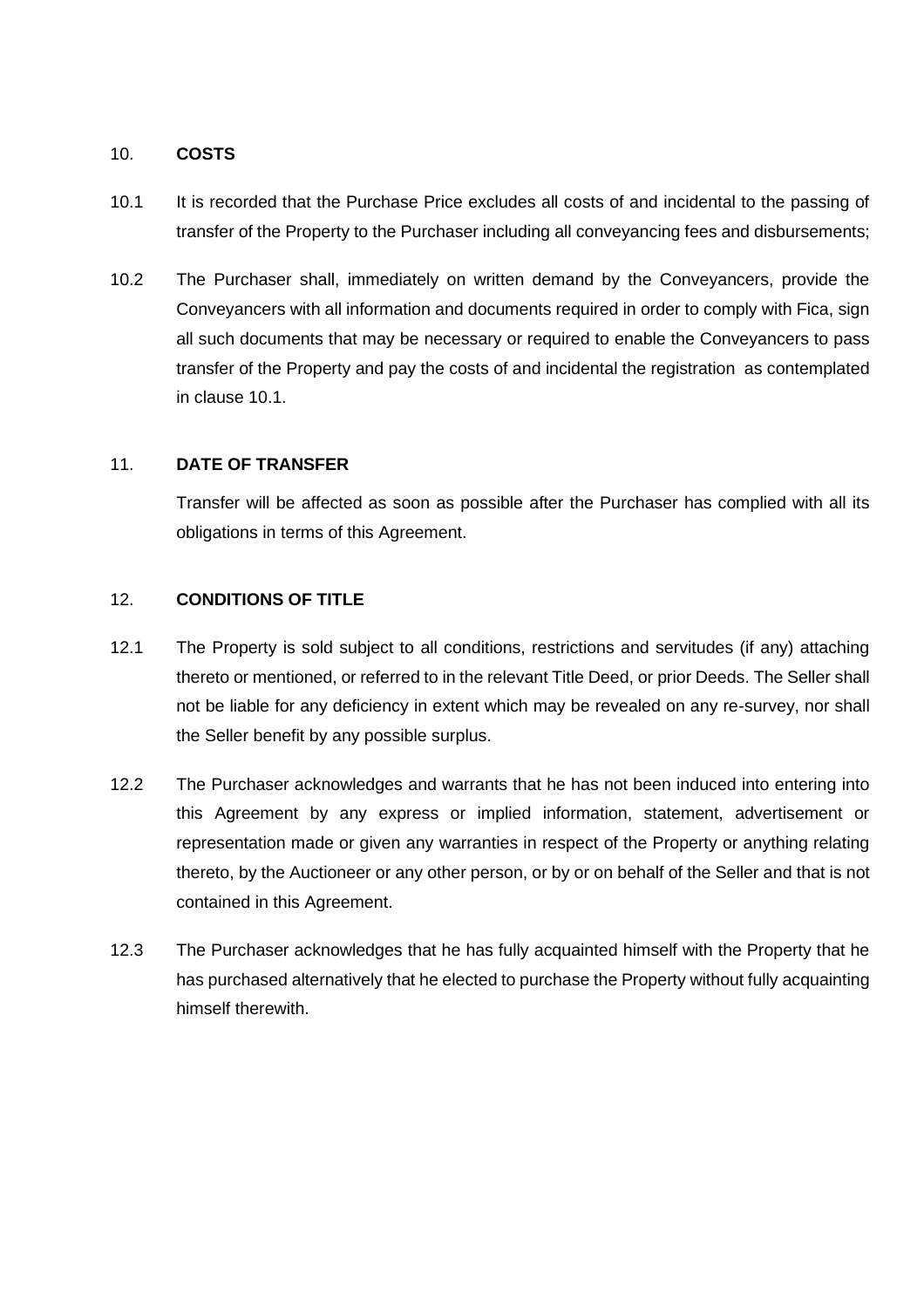10. **COSTS**

10.1 It is recorded that the Purchase Price excludes all costs of and incidental to the passing of transfer of the Property to the Purchaser including all conveyancing fees and disbursements;

10.2 The Purchaser shall, immediately on written demand by the Conveyancers, provide the Conveyancers with all information and documents required in order to comply with Fica, sign all such documents that may be necessary or required to enable the Conveyancers to pass transfer of the Property and pay the costs of and incidental the registration as contemplated in clause 10.1.

11. **DATE OF TRANSFER**

Transfer will be affected as soon as possible after the Purchaser has complied with all its obligations in terms of this Agreement.

12. **CONDITIONS OF TITLE**

12.1 The Property is sold subject to all conditions, restrictions and servitudes (if any) attaching thereto or mentioned, or referred to in the relevant Title Deed, or prior Deeds. The Seller shall not be liable for any deficiency in extent which may be revealed on any re-survey, nor shall the Seller benefit by any possible surplus.

12.2 The Purchaser acknowledges and warrants that he has not been induced into entering into this Agreement by any express or implied information, statement, advertisement or representation made or given any warranties in respect of the Property or anything relating thereto, by the Auctioneer or any other person, or by or on behalf of the Seller and that is not contained in this Agreement.

12.3 The Purchaser acknowledges that he has fully acquainted himself with the Property that he has purchased alternatively that he elected to purchase the Property without fully acquainting himself therewith.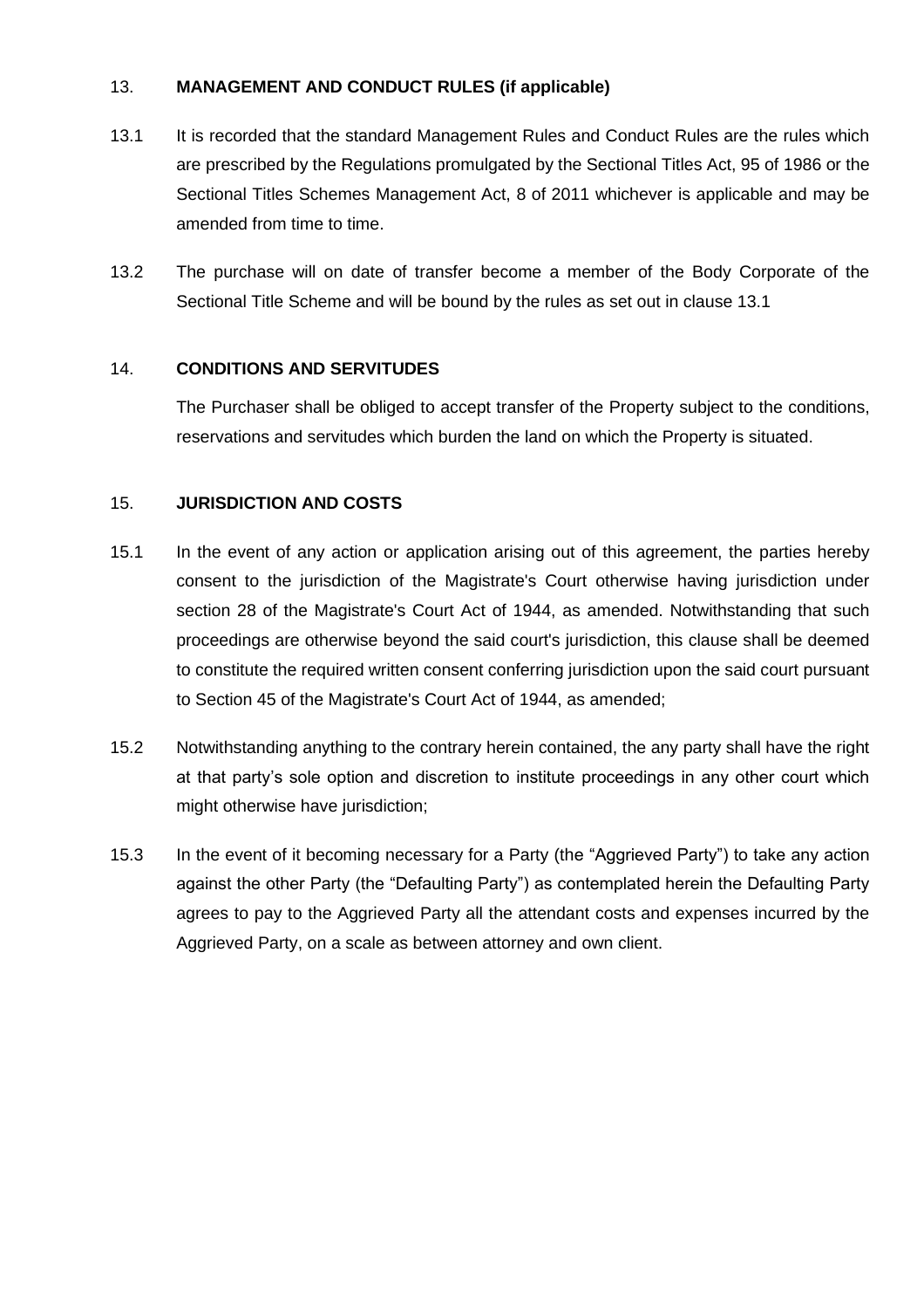## 13. MANAGEMENT AND CONDUCT RULES (if applicable)

13.1 It is recorded that the standard Management Rules and Conduct Rules are the rules which are prescribed by the Regulations promulgated by the Sectional Titles Act, 95 of 1986 or the Sectional Titles Schemes Management Act, 8 of 2011 whichever is applicable and may be amended from time to time.

13.2 The purchase will on date of transfer become a member of the Body Corporate of the Sectional Title Scheme and will be bound by the rules as set out in clause 13.1

## 14. CONDITIONS AND SERVITUDES

The Purchaser shall be obliged to accept transfer of the Property subject to the conditions, reservations and servitudes which burden the land on which the Property is situated.

## 15. JURISDICTION AND COSTS

15.1 In the event of any action or application arising out of this agreement, the parties hereby consent to the jurisdiction of the Magistrate's Court otherwise having jurisdiction under section 28 of the Magistrate's Court Act of 1944, as amended. Notwithstanding that such proceedings are otherwise beyond the said court's jurisdiction, this clause shall be deemed to constitute the required written consent conferring jurisdiction upon the said court pursuant to Section 45 of the Magistrate's Court Act of 1944, as amended;

15.2 Notwithstanding anything to the contrary herein contained, the any party shall have the right at that party's sole option and discretion to institute proceedings in any other court which might otherwise have jurisdiction;

15.3 In the event of it becoming necessary for a Party (the "Aggrieved Party") to take any action against the other Party (the "Defaulting Party") as contemplated herein the Defaulting Party agrees to pay to the Aggrieved Party all the attendant costs and expenses incurred by the Aggrieved Party, on a scale as between attorney and own client.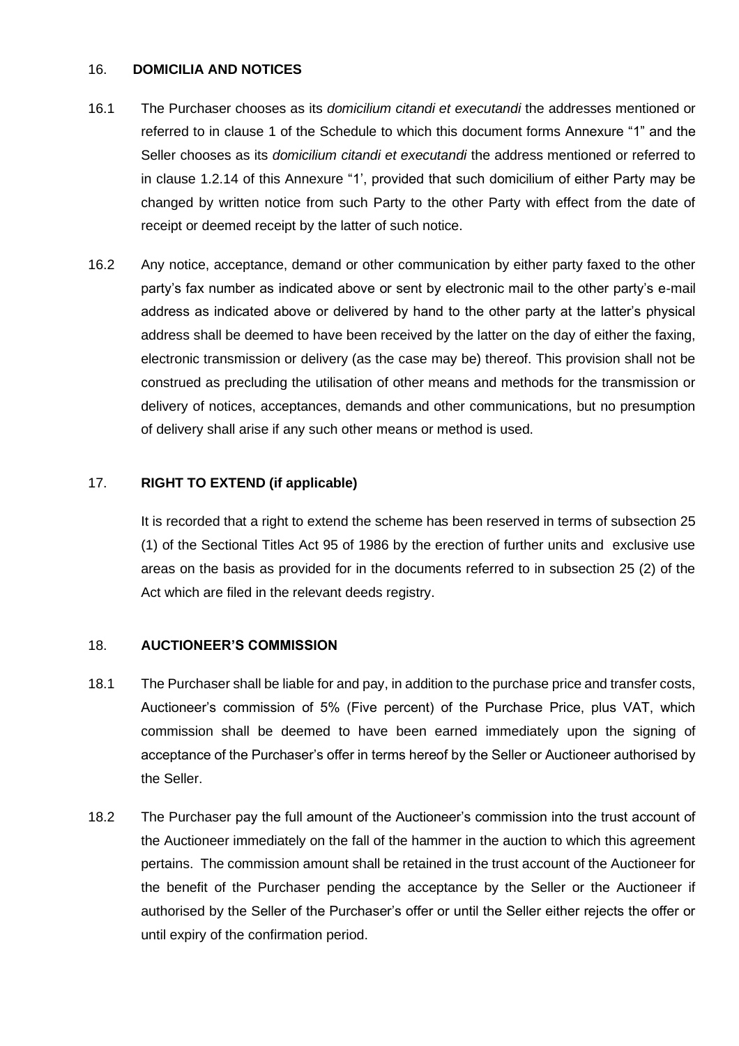## 16. DOMICILIA AND NOTICES

16.1 The Purchaser chooses as its *domicilium citandi et executandi* the addresses mentioned or referred to in clause 1 of the Schedule to which this document forms Annexure "1" and the Seller chooses as its *domicilium citandi et executandi* the address mentioned or referred to in clause 1.2.14 of this Annexure "1', provided that such domicilium of either Party may be changed by written notice from such Party to the other Party with effect from the date of receipt or deemed receipt by the latter of such notice.

16.2 Any notice, acceptance, demand or other communication by either party faxed to the other party's fax number as indicated above or sent by electronic mail to the other party's e-mail address as indicated above or delivered by hand to the other party at the latter's physical address shall be deemed to have been received by the latter on the day of either the faxing, electronic transmission or delivery (as the case may be) thereof. This provision shall not be construed as precluding the utilisation of other means and methods for the transmission or delivery of notices, acceptances, demands and other communications, but no presumption of delivery shall arise if any such other means or method is used.

## 17. RIGHT TO EXTEND (if applicable)

It is recorded that a right to extend the scheme has been reserved in terms of subsection 25 (1) of the Sectional Titles Act 95 of 1986 by the erection of further units and exclusive use areas on the basis as provided for in the documents referred to in subsection 25 (2) of the Act which are filed in the relevant deeds registry.

## 18. AUCTIONEER'S COMMISSION

18.1 The Purchaser shall be liable for and pay, in addition to the purchase price and transfer costs, Auctioneer's commission of 5% (Five percent) of the Purchase Price, plus VAT, which commission shall be deemed to have been earned immediately upon the signing of acceptance of the Purchaser's offer in terms hereof by the Seller or Auctioneer authorised by the Seller.

18.2 The Purchaser pay the full amount of the Auctioneer's commission into the trust account of the Auctioneer immediately on the fall of the hammer in the auction to which this agreement pertains. The commission amount shall be retained in the trust account of the Auctioneer for the benefit of the Purchaser pending the acceptance by the Seller or the Auctioneer if authorised by the Seller of the Purchaser's offer or until the Seller either rejects the offer or until expiry of the confirmation period.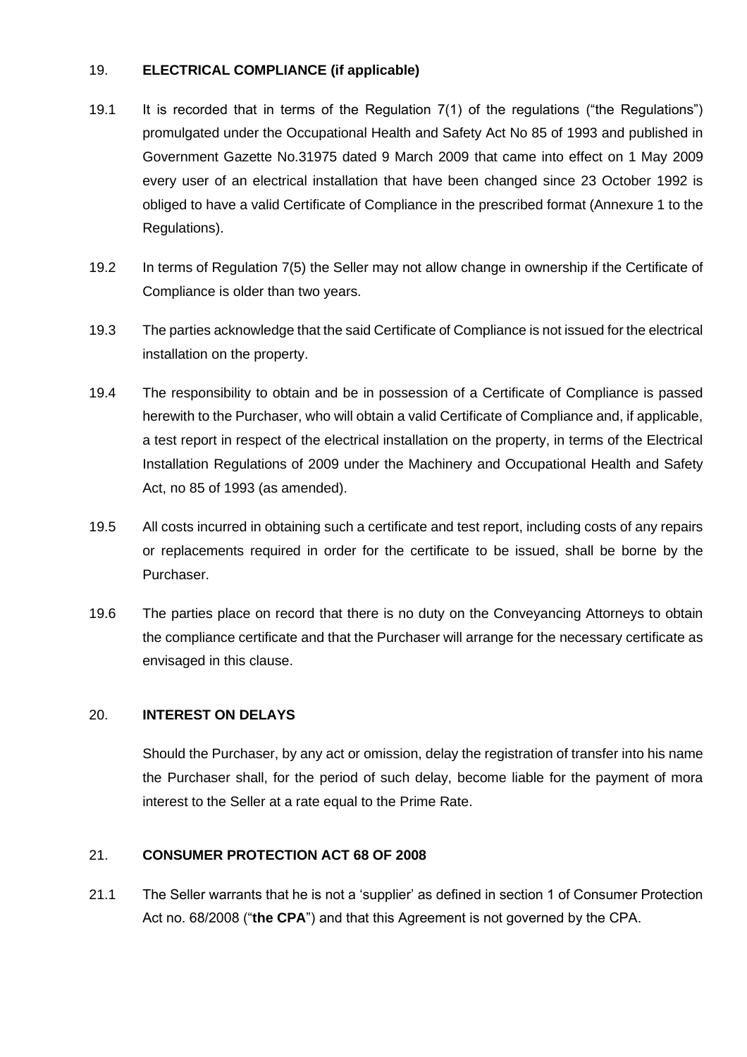## 19. **ELECTRICAL COMPLIANCE (if applicable)**

19.1 It is recorded that in terms of the Regulation 7(1) of the regulations ("the Regulations") promulgated under the Occupational Health and Safety Act No 85 of 1993 and published in Government Gazette No.31975 dated 9 March 2009 that came into effect on 1 May 2009 every user of an electrical installation that have been changed since 23 October 1992 is obliged to have a valid Certificate of Compliance in the prescribed format (Annexure 1 to the Regulations).

19.2 In terms of Regulation 7(5) the Seller may not allow change in ownership if the Certificate of Compliance is older than two years.

19.3 The parties acknowledge that the said Certificate of Compliance is not issued for the electrical installation on the property.

19.4 The responsibility to obtain and be in possession of a Certificate of Compliance is passed herewith to the Purchaser, who will obtain a valid Certificate of Compliance and, if applicable, a test report in respect of the electrical installation on the property, in terms of the Electrical Installation Regulations of 2009 under the Machinery and Occupational Health and Safety Act, no 85 of 1993 (as amended).

19.5 All costs incurred in obtaining such a certificate and test report, including costs of any repairs or replacements required in order for the certificate to be issued, shall be borne by the Purchaser.

19.6 The parties place on record that there is no duty on the Conveyancing Attorneys to obtain the compliance certificate and that the Purchaser will arrange for the necessary certificate as envisaged in this clause.

## 20. **INTEREST ON DELAYS**

Should the Purchaser, by any act or omission, delay the registration of transfer into his name the Purchaser shall, for the period of such delay, become liable for the payment of mora interest to the Seller at a rate equal to the Prime Rate.

## 21. **CONSUMER PROTECTION ACT 68 OF 2008**

21.1 The Seller warrants that he is not a 'supplier' as defined in section 1 of Consumer Protection Act no. 68/2008 ("**the CPA**") and that this Agreement is not governed by the CPA.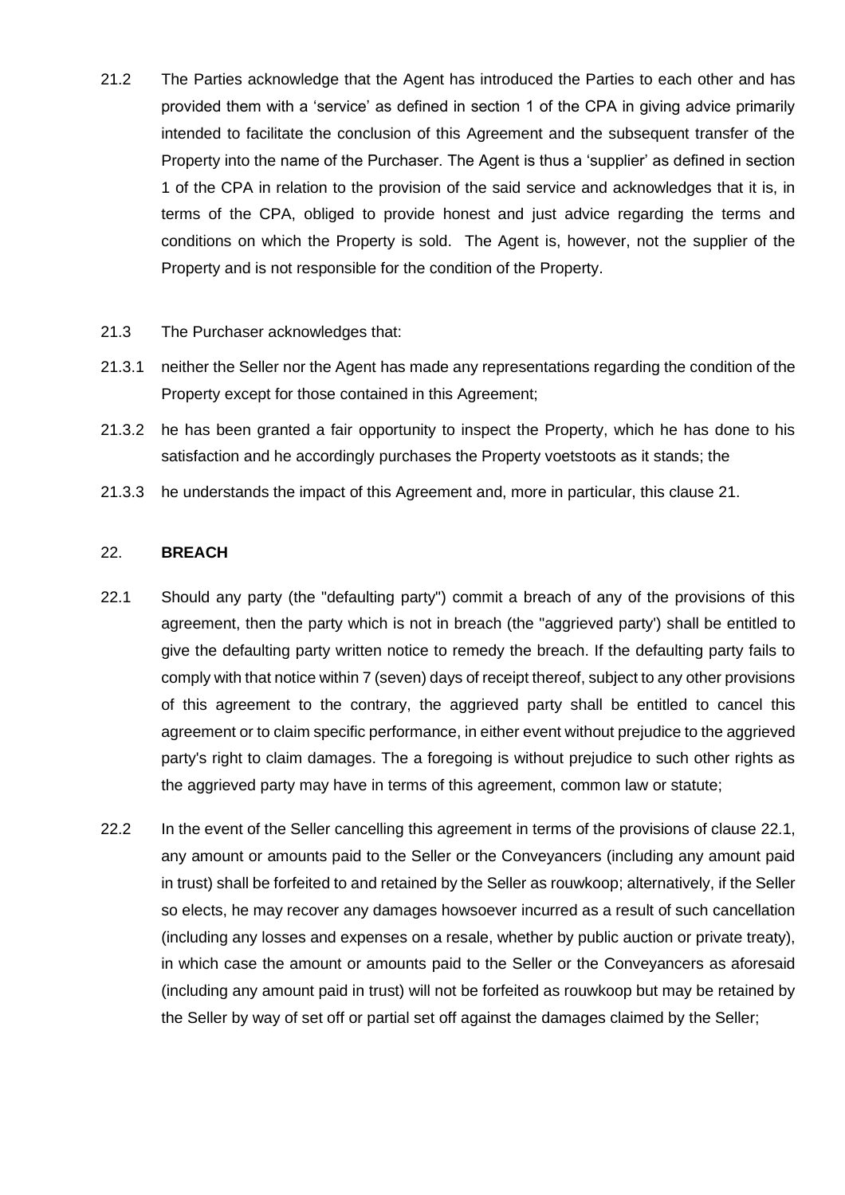21.2 The Parties acknowledge that the Agent has introduced the Parties to each other and has provided them with a 'service' as defined in section 1 of the CPA in giving advice primarily intended to facilitate the conclusion of this Agreement and the subsequent transfer of the Property into the name of the Purchaser. The Agent is thus a 'supplier' as defined in section 1 of the CPA in relation to the provision of the said service and acknowledges that it is, in terms of the CPA, obliged to provide honest and just advice regarding the terms and conditions on which the Property is sold. The Agent is, however, not the supplier of the Property and is not responsible for the condition of the Property.

21.3 The Purchaser acknowledges that:

21.3.1 neither the Seller nor the Agent has made any representations regarding the condition of the Property except for those contained in this Agreement;

21.3.2 he has been granted a fair opportunity to inspect the Property, which he has done to his satisfaction and he accordingly purchases the Property voetstoots as it stands; the

21.3.3 he understands the impact of this Agreement and, more in particular, this clause 21.

## 22. **BREACH**

22.1 Should any party (the "defaulting party") commit a breach of any of the provisions of this agreement, then the party which is not in breach (the "aggrieved party') shall be entitled to give the defaulting party written notice to remedy the breach. If the defaulting party fails to comply with that notice within 7 (seven) days of receipt thereof, subject to any other provisions of this agreement to the contrary, the aggrieved party shall be entitled to cancel this agreement or to claim specific performance, in either event without prejudice to the aggrieved party's right to claim damages. The a foregoing is without prejudice to such other rights as the aggrieved party may have in terms of this agreement, common law or statute;

22.2 In the event of the Seller cancelling this agreement in terms of the provisions of clause 22.1, any amount or amounts paid to the Seller or the Conveyancers (including any amount paid in trust) shall be forfeited to and retained by the Seller as rouwkoop; alternatively, if the Seller so elects, he may recover any damages howsoever incurred as a result of such cancellation (including any losses and expenses on a resale, whether by public auction or private treaty), in which case the amount or amounts paid to the Seller or the Conveyancers as aforesaid (including any amount paid in trust) will not be forfeited as rouwkoop but may be retained by the Seller by way of set off or partial set off against the damages claimed by the Seller;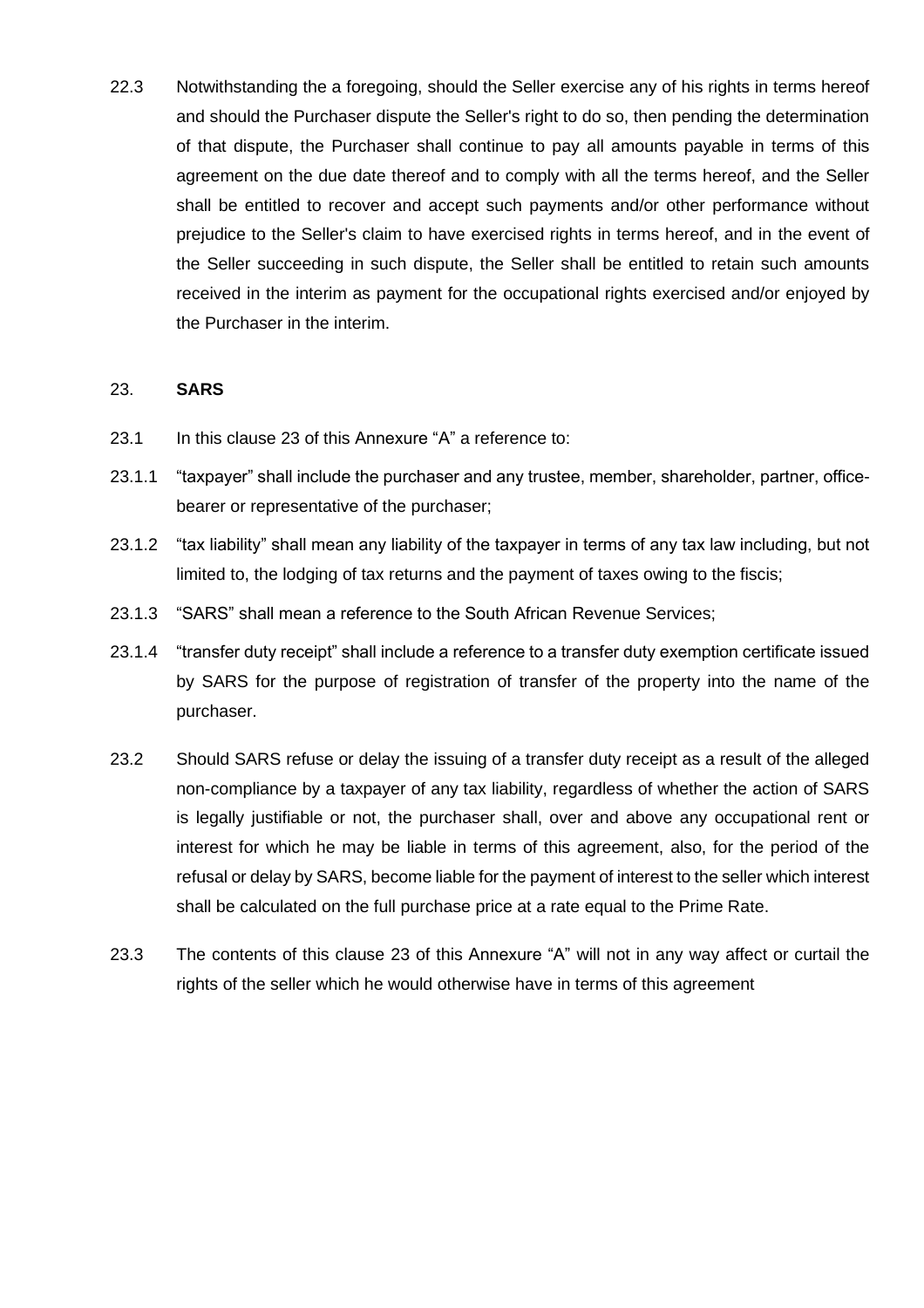22.3 Notwithstanding the a foregoing, should the Seller exercise any of his rights in terms hereof and should the Purchaser dispute the Seller's right to do so, then pending the determination of that dispute, the Purchaser shall continue to pay all amounts payable in terms of this agreement on the due date thereof and to comply with all the terms hereof, and the Seller shall be entitled to recover and accept such payments and/or other performance without prejudice to the Seller's claim to have exercised rights in terms hereof, and in the event of the Seller succeeding in such dispute, the Seller shall be entitled to retain such amounts received in the interim as payment for the occupational rights exercised and/or enjoyed by the Purchaser in the interim.

23. **SARS**

23.1 In this clause 23 of this Annexure "A" a reference to:

23.1.1 "taxpayer" shall include the purchaser and any trustee, member, shareholder, partner, office-bearer or representative of the purchaser;

23.1.2 "tax liability" shall mean any liability of the taxpayer in terms of any tax law including, but not limited to, the lodging of tax returns and the payment of taxes owing to the fiscis;

23.1.3 "SARS" shall mean a reference to the South African Revenue Services;

23.1.4 "transfer duty receipt" shall include a reference to a transfer duty exemption certificate issued by SARS for the purpose of registration of transfer of the property into the name of the purchaser.

23.2 Should SARS refuse or delay the issuing of a transfer duty receipt as a result of the alleged non-compliance by a taxpayer of any tax liability, regardless of whether the action of SARS is legally justifiable or not, the purchaser shall, over and above any occupational rent or interest for which he may be liable in terms of this agreement, also, for the period of the refusal or delay by SARS, become liable for the payment of interest to the seller which interest shall be calculated on the full purchase price at a rate equal to the Prime Rate.

23.3 The contents of this clause 23 of this Annexure "A" will not in any way affect or curtail the rights of the seller which he would otherwise have in terms of this agreement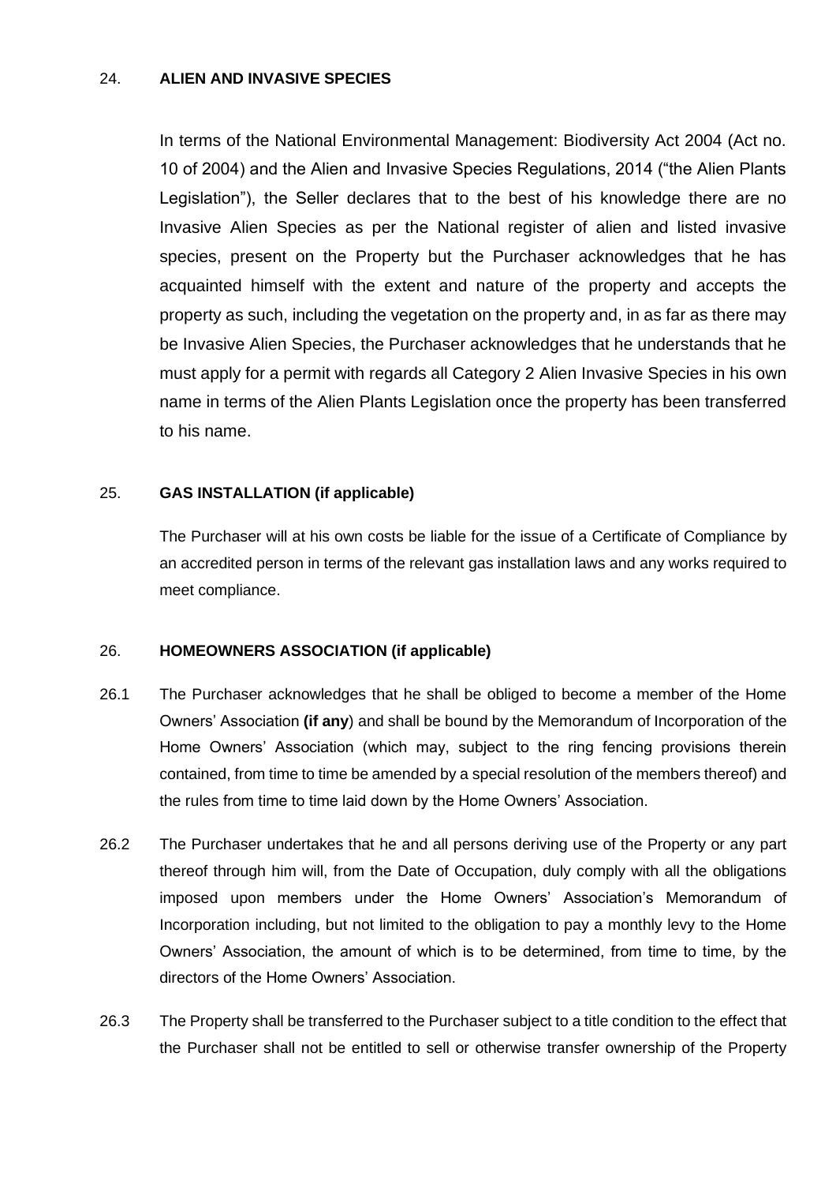## 24. **ALIEN AND INVASIVE SPECIES**

In terms of the National Environmental Management: Biodiversity Act 2004 (Act no. 10 of 2004) and the Alien and Invasive Species Regulations, 2014 ("the Alien Plants Legislation"), the Seller declares that to the best of his knowledge there are no Invasive Alien Species as per the National register of alien and listed invasive species, present on the Property but the Purchaser acknowledges that he has acquainted himself with the extent and nature of the property and accepts the property as such, including the vegetation on the property and, in as far as there may be Invasive Alien Species, the Purchaser acknowledges that he understands that he must apply for a permit with regards all Category 2 Alien Invasive Species in his own name in terms of the Alien Plants Legislation once the property has been transferred to his name.

## 25. **GAS INSTALLATION (if applicable)**

The Purchaser will at his own costs be liable for the issue of a Certificate of Compliance by an accredited person in terms of the relevant gas installation laws and any works required to meet compliance.

## 26. **HOMEOWNERS ASSOCIATION (if applicable)**

26.1 The Purchaser acknowledges that he shall be obliged to become a member of the Home Owners' Association **(if any**) and shall be bound by the Memorandum of Incorporation of the Home Owners' Association (which may, subject to the ring fencing provisions therein contained, from time to time be amended by a special resolution of the members thereof) and the rules from time to time laid down by the Home Owners' Association.

26.2 The Purchaser undertakes that he and all persons deriving use of the Property or any part thereof through him will, from the Date of Occupation, duly comply with all the obligations imposed upon members under the Home Owners' Association's Memorandum of Incorporation including, but not limited to the obligation to pay a monthly levy to the Home Owners' Association, the amount of which is to be determined, from time to time, by the directors of the Home Owners' Association.

26.3 The Property shall be transferred to the Purchaser subject to a title condition to the effect that the Purchaser shall not be entitled to sell or otherwise transfer ownership of the Property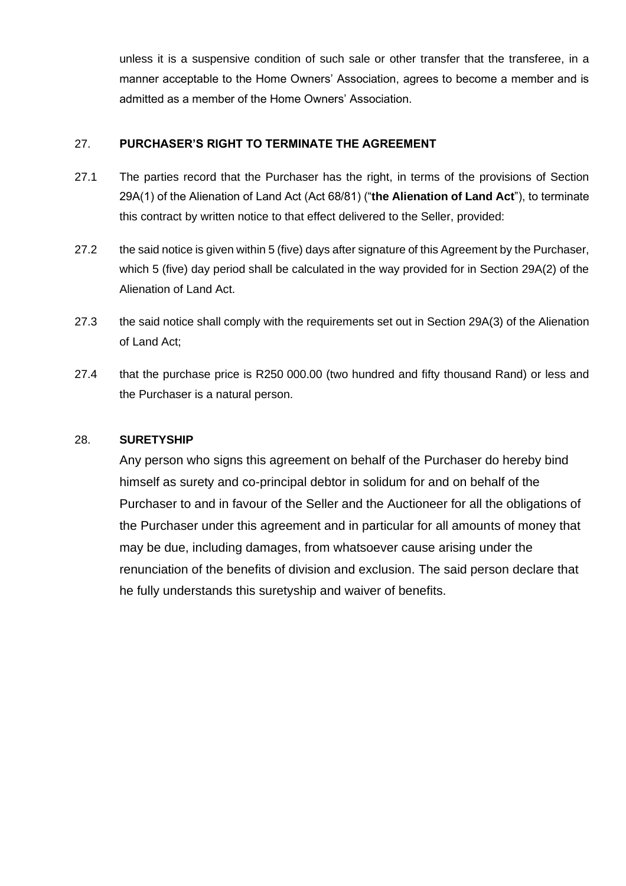unless it is a suspensive condition of such sale or other transfer that the transferee, in a manner acceptable to the Home Owners' Association, agrees to become a member and is admitted as a member of the Home Owners' Association.

27. **PURCHASER'S RIGHT TO TERMINATE THE AGREEMENT**

27.1 The parties record that the Purchaser has the right, in terms of the provisions of Section 29A(1) of the Alienation of Land Act (Act 68/81) ("**the Alienation of Land Act**"), to terminate this contract by written notice to that effect delivered to the Seller, provided:

27.2 the said notice is given within 5 (five) days after signature of this Agreement by the Purchaser, which 5 (five) day period shall be calculated in the way provided for in Section 29A(2) of the Alienation of Land Act.

27.3 the said notice shall comply with the requirements set out in Section 29A(3) of the Alienation of Land Act;

27.4 that the purchase price is R250 000.00 (two hundred and fifty thousand Rand) or less and the Purchaser is a natural person.

28. **SURETYSHIP**

Any person who signs this agreement on behalf of the Purchaser do hereby bind himself as surety and co-principal debtor in solidum for and on behalf of the Purchaser to and in favour of the Seller and the Auctioneer for all the obligations of the Purchaser under this agreement and in particular for all amounts of money that may be due, including damages, from whatsoever cause arising under the renunciation of the benefits of division and exclusion. The said person declare that he fully understands this suretyship and waiver of benefits.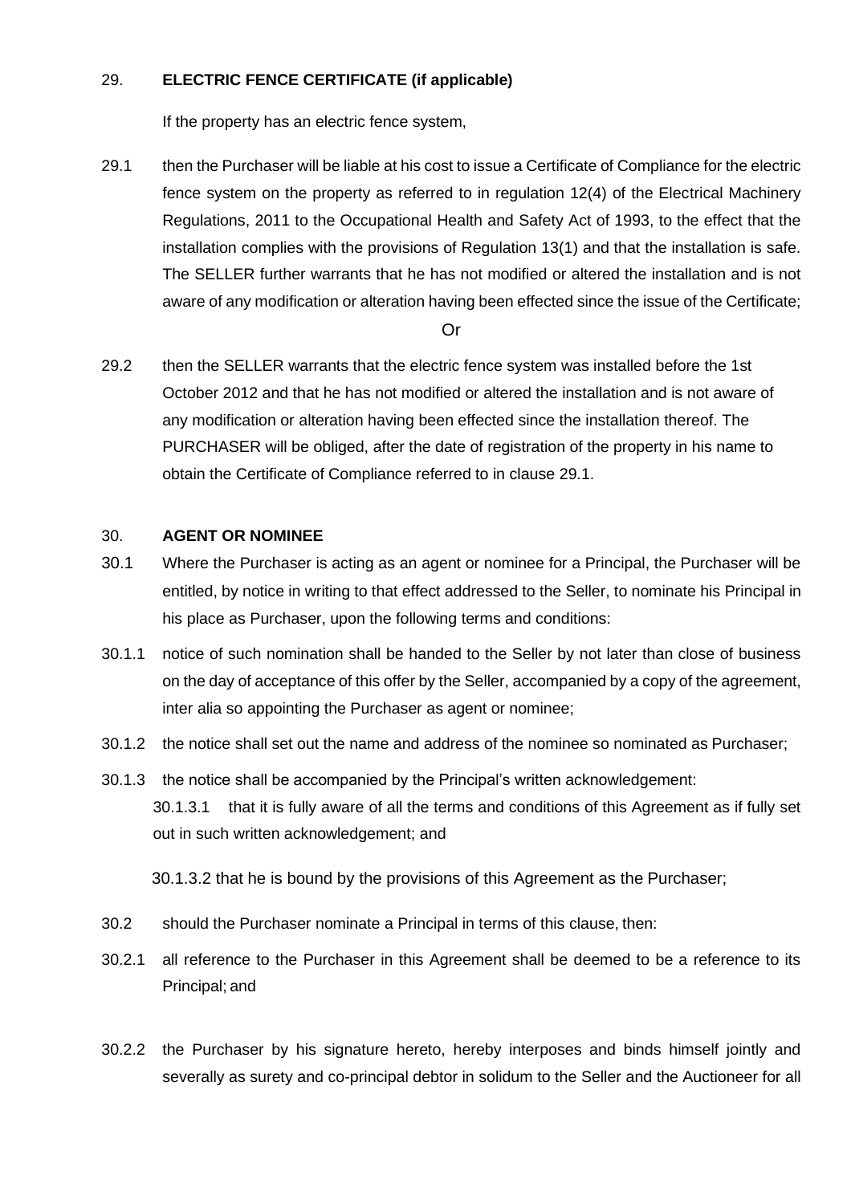29. **ELECTRIC FENCE CERTIFICATE (if applicable)**

If the property has an electric fence system,

29.1 then the Purchaser will be liable at his cost to issue a Certificate of Compliance for the electric fence system on the property as referred to in regulation 12(4) of the Electrical Machinery Regulations, 2011 to the Occupational Health and Safety Act of 1993, to the effect that the installation complies with the provisions of Regulation 13(1) and that the installation is safe. The SELLER further warrants that he has not modified or altered the installation and is not aware of any modification or alteration having been effected since the issue of the Certificate;

Or

29.2 then the SELLER warrants that the electric fence system was installed before the 1st October 2012 and that he has not modified or altered the installation and is not aware of any modification or alteration having been effected since the installation thereof. The PURCHASER will be obliged, after the date of registration of the property in his name to obtain the Certificate of Compliance referred to in clause 29.1.

30. **AGENT OR NOMINEE**

30.1 Where the Purchaser is acting as an agent or nominee for a Principal, the Purchaser will be entitled, by notice in writing to that effect addressed to the Seller, to nominate his Principal in his place as Purchaser, upon the following terms and conditions:

30.1.1 notice of such nomination shall be handed to the Seller by not later than close of business on the day of acceptance of this offer by the Seller, accompanied by a copy of the agreement, inter alia so appointing the Purchaser as agent or nominee;

30.1.2 the notice shall set out the name and address of the nominee so nominated as Purchaser;

30.1.3 the notice shall be accompanied by the Principal's written acknowledgement:

30.1.3.1 that it is fully aware of all the terms and conditions of this Agreement as if fully set out in such written acknowledgement; and

30.1.3.2 that he is bound by the provisions of this Agreement as the Purchaser;

30.2 should the Purchaser nominate a Principal in terms of this clause, then:

30.2.1 all reference to the Purchaser in this Agreement shall be deemed to be a reference to its Principal; and

30.2.2 the Purchaser by his signature hereto, hereby interposes and binds himself jointly and severally as surety and co-principal debtor in solidum to the Seller and the Auctioneer for all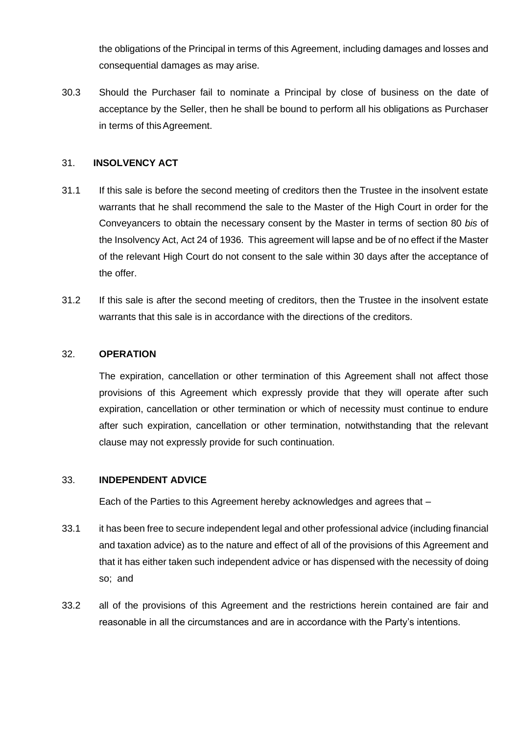the obligations of the Principal in terms of this Agreement, including damages and losses and consequential damages as may arise.

30.3 Should the Purchaser fail to nominate a Principal by close of business on the date of acceptance by the Seller, then he shall be bound to perform all his obligations as Purchaser in terms of this Agreement.

## 31. INSOLVENCY ACT

31.1 If this sale is before the second meeting of creditors then the Trustee in the insolvent estate warrants that he shall recommend the sale to the Master of the High Court in order for the Conveyancers to obtain the necessary consent by the Master in terms of section 80 *bis* of the Insolvency Act, Act 24 of 1936. This agreement will lapse and be of no effect if the Master of the relevant High Court do not consent to the sale within 30 days after the acceptance of the offer.

31.2 If this sale is after the second meeting of creditors, then the Trustee in the insolvent estate warrants that this sale is in accordance with the directions of the creditors.

## 32. OPERATION

The expiration, cancellation or other termination of this Agreement shall not affect those provisions of this Agreement which expressly provide that they will operate after such expiration, cancellation or other termination or which of necessity must continue to endure after such expiration, cancellation or other termination, notwithstanding that the relevant clause may not expressly provide for such continuation.

## 33. INDEPENDENT ADVICE

Each of the Parties to this Agreement hereby acknowledges and agrees that –

33.1 it has been free to secure independent legal and other professional advice (including financial and taxation advice) as to the nature and effect of all of the provisions of this Agreement and that it has either taken such independent advice or has dispensed with the necessity of doing so; and

33.2 all of the provisions of this Agreement and the restrictions herein contained are fair and reasonable in all the circumstances and are in accordance with the Party's intentions.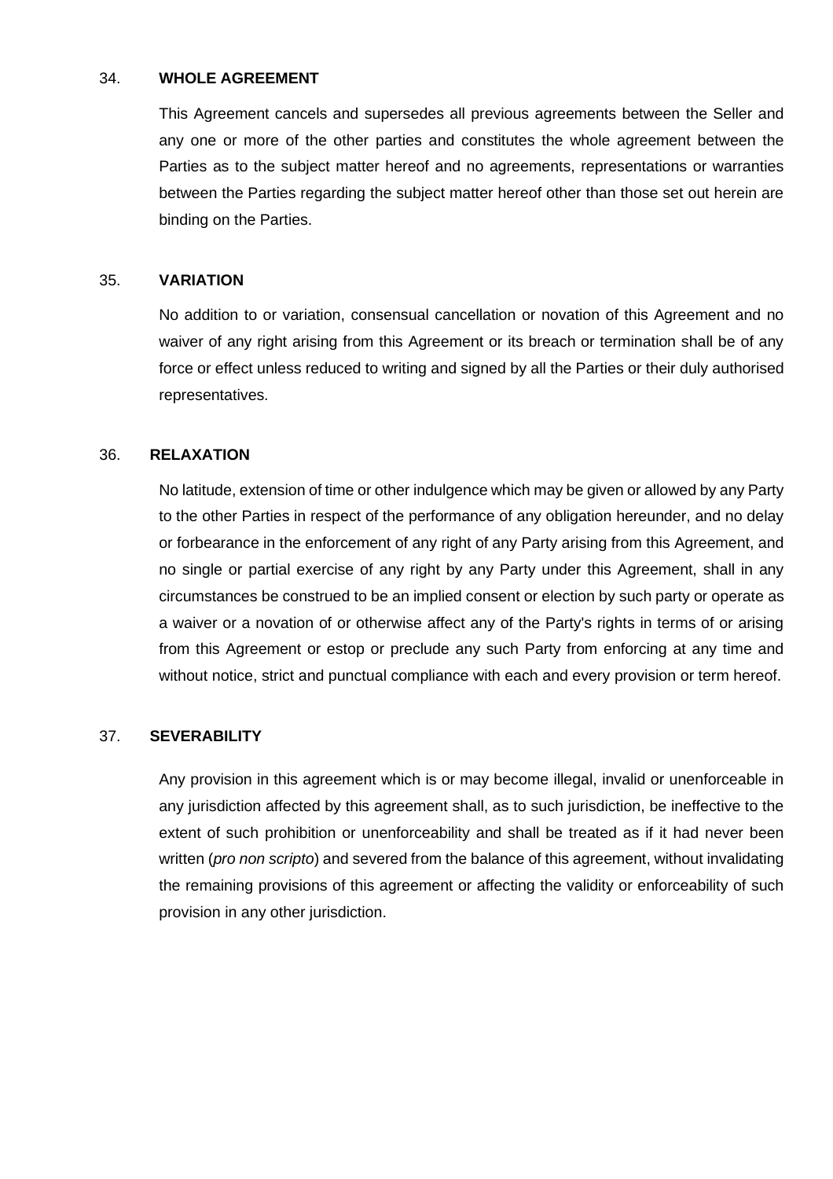## 34. WHOLE AGREEMENT

This Agreement cancels and supersedes all previous agreements between the Seller and any one or more of the other parties and constitutes the whole agreement between the Parties as to the subject matter hereof and no agreements, representations or warranties between the Parties regarding the subject matter hereof other than those set out herein are binding on the Parties.

## 35. VARIATION

No addition to or variation, consensual cancellation or novation of this Agreement and no waiver of any right arising from this Agreement or its breach or termination shall be of any force or effect unless reduced to writing and signed by all the Parties or their duly authorised representatives.

## 36. RELAXATION

No latitude, extension of time or other indulgence which may be given or allowed by any Party to the other Parties in respect of the performance of any obligation hereunder, and no delay or forbearance in the enforcement of any right of any Party arising from this Agreement, and no single or partial exercise of any right by any Party under this Agreement, shall in any circumstances be construed to be an implied consent or election by such party or operate as a waiver or a novation of or otherwise affect any of the Party's rights in terms of or arising from this Agreement or estop or preclude any such Party from enforcing at any time and without notice, strict and punctual compliance with each and every provision or term hereof.

## 37. SEVERABILITY

Any provision in this agreement which is or may become illegal, invalid or unenforceable in any jurisdiction affected by this agreement shall, as to such jurisdiction, be ineffective to the extent of such prohibition or unenforceability and shall be treated as if it had never been written (*pro non scripto*) and severed from the balance of this agreement, without invalidating the remaining provisions of this agreement or affecting the validity or enforceability of such provision in any other jurisdiction.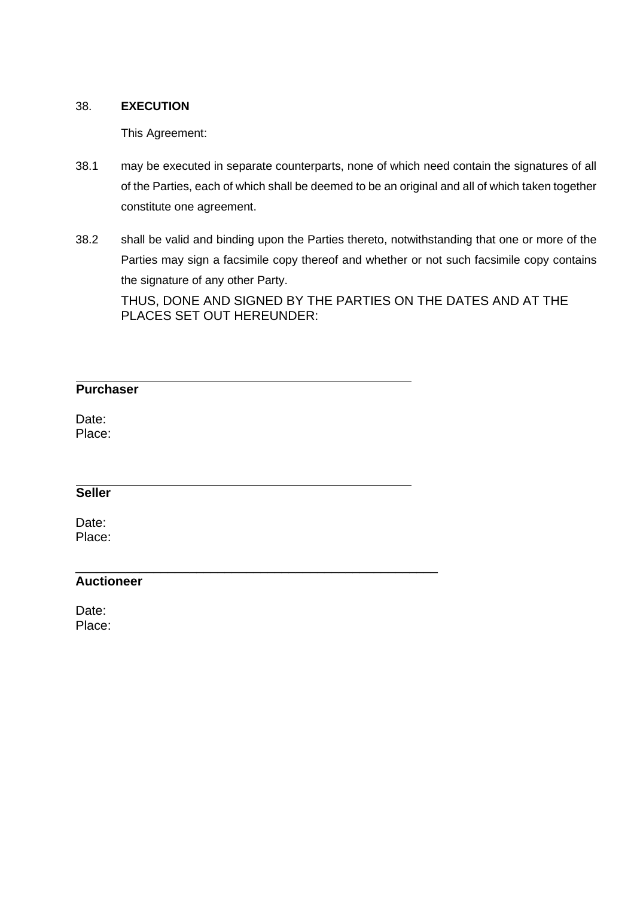## 38. EXECUTION

This Agreement:

38.1 may be executed in separate counterparts, none of which need contain the signatures of all of the Parties, each of which shall be deemed to be an original and all of which taken together constitute one agreement.

38.2 shall be valid and binding upon the Parties thereto, notwithstanding that one or more of the Parties may sign a facsimile copy thereof and whether or not such facsimile copy contains the signature of any other Party.

THUS, DONE AND SIGNED BY THE PARTIES ON THE DATES AND AT THE PLACES SET OUT HEREUNDER:

\_\_\_\_\_\_\_\_\_\_\_\_\_\_\_\_\_\_\_\_\_\_\_\_\_\_\_\_\_\_\_\_\_\_\_\_\_\_\_\_\_\_\_\_
**Purchaser**

Date:
Place:

\_\_\_\_\_\_\_\_\_\_\_\_\_\_\_\_\_\_\_\_\_\_\_\_\_\_\_\_\_\_\_\_\_\_\_\_\_\_\_\_\_\_\_\_
**Seller**

Date:
Place:

\_\_\_\_\_\_\_\_\_\_\_\_\_\_\_\_\_\_\_\_\_\_\_\_\_\_\_\_\_\_\_\_\_\_\_\_\_\_\_\_\_\_\_\_
**Auctioneer**

Date:
Place: